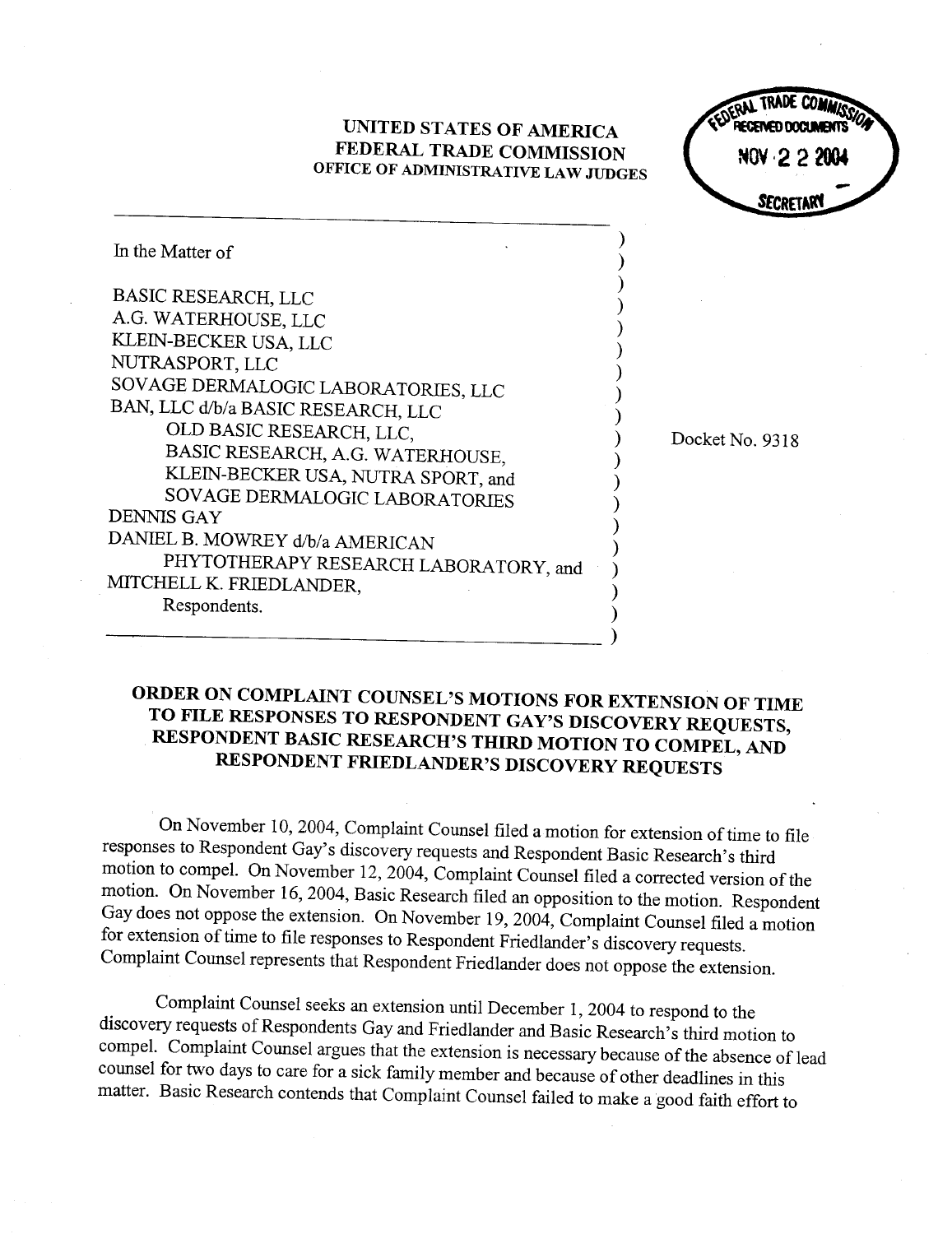UNITED STATES OF AMERICA
FEDERAL TRADE COMMISSION
OFFICE OF ADMINISTRATIVE LAW JUDGES

FEDERAL TRADE COMMISSION
RECEIVED DOCUMENTS
NOV 22 2004
SECRETARY

In the Matter of

BASIC RESEARCH, LLC
A.G. WATERHOUSE, LLC
KLEIN-BECKER USA, LLC
NUTRASPORT, LLC
SOVAGE DERMALOGIC LABORATORIES, LLC
BAN, LLC d/b/a BASIC RESEARCH, LLC
OLD BASIC RESEARCH, LLC,
BASIC RESEARCH, A.G. WATERHOUSE,
KLEIN-BECKER USA, NUTRA SPORT, and
SOVAGE DERMALOGIC LABORATORIES
DENNIS GAY
DANIEL B. MOWREY d/b/a AMERICAN
PHYTOTHERAPY RESEARCH LABORATORY, and
MITCHELL K. FRIEDLANDER,
Respondents.

Docket No. 9318

## ORDER ON COMPLAINT COUNSEL'S MOTIONS FOR EXTENSION OF TIME TO FILE RESPONSES TO RESPONDENT GAY'S DISCOVERY REQUESTS, RESPONDENT BASIC RESEARCH'S THIRD MOTION TO COMPEL, AND RESPONDENT FRIEDLANDER'S DISCOVERY REQUESTS

On November 10, 2004, Complaint Counsel filed a motion for extension of time to file responses to Respondent Gay's discovery requests and Respondent Basic Research's third motion to compel. On November 12, 2004, Complaint Counsel filed a corrected version of the motion. On November 16, 2004, Basic Research filed an opposition to the motion. Respondent Gay does not oppose the extension. On November 19, 2004, Complaint Counsel filed a motion for extension of time to file responses to Respondent Friedlander's discovery requests. Complaint Counsel represents that Respondent Friedlander does not oppose the extension.

Complaint Counsel seeks an extension until December 1, 2004 to respond to the discovery requests of Respondents Gay and Friedlander and Basic Research's third motion to compel. Complaint Counsel argues that the extension is necessary because of the absence of lead counsel for two days to care for a sick family member and because of other deadlines in this matter. Basic Research contends that Complaint Counsel failed to make a good faith effort to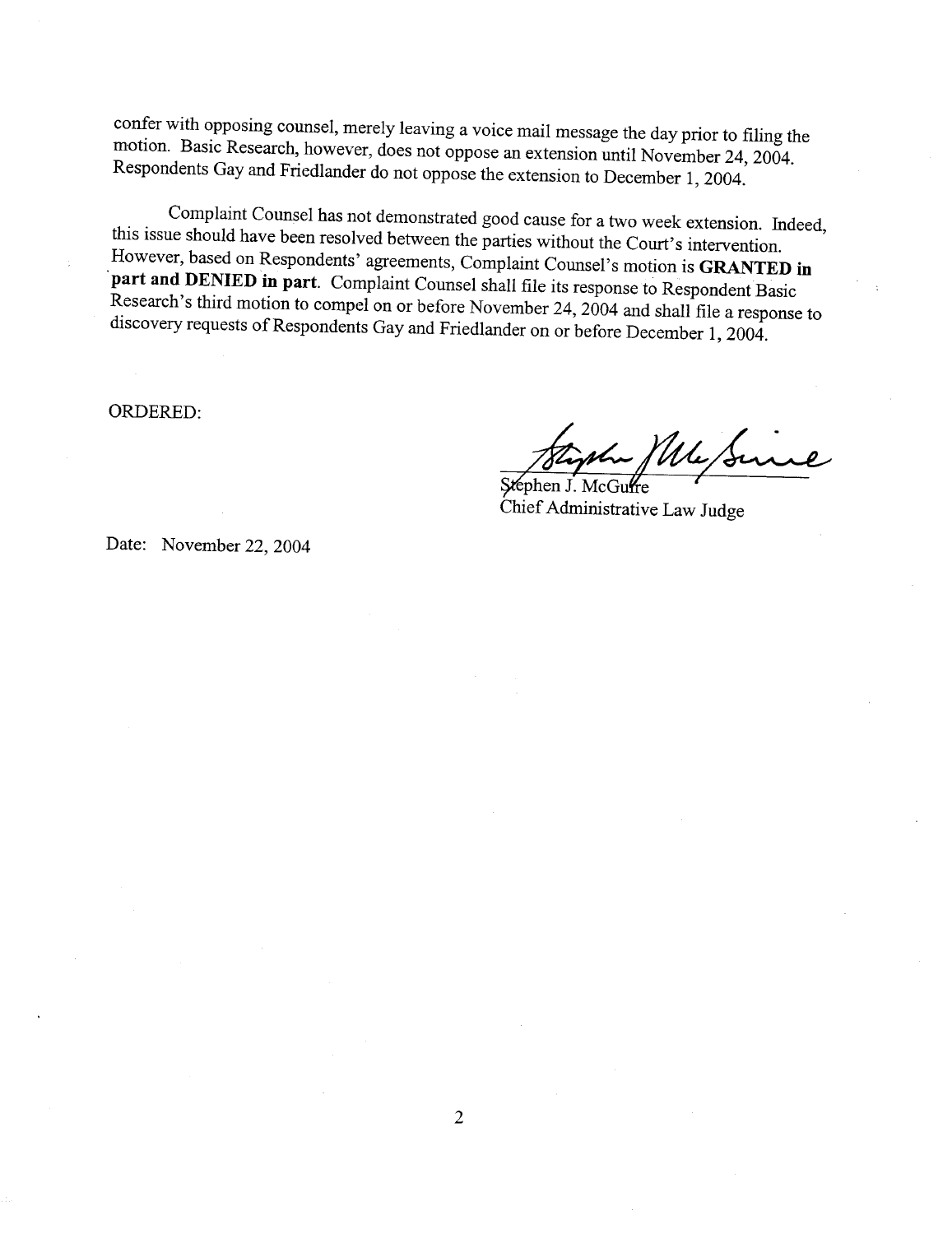confer with opposing counsel, merely leaving a voice mail message the day prior to filing the motion. Basic Research, however, does not oppose an extension until November 24, 2004. Respondents Gay and Friedlander do not oppose the extension to December 1, 2004.

Complaint Counsel has not demonstrated good cause for a two week extension. Indeed, this issue should have been resolved between the parties without the Court's intervention. However, based on Respondents' agreements, Complaint Counsel's motion is **GRANTED in part and DENIED in part**. Complaint Counsel shall file its response to Respondent Basic Research's third motion to compel on or before November 24, 2004 and shall file a response to discovery requests of Respondents Gay and Friedlander on or before December 1, 2004.

ORDERED:

Stephen J. McGuire
Chief Administrative Law Judge

Date: November 22, 2004